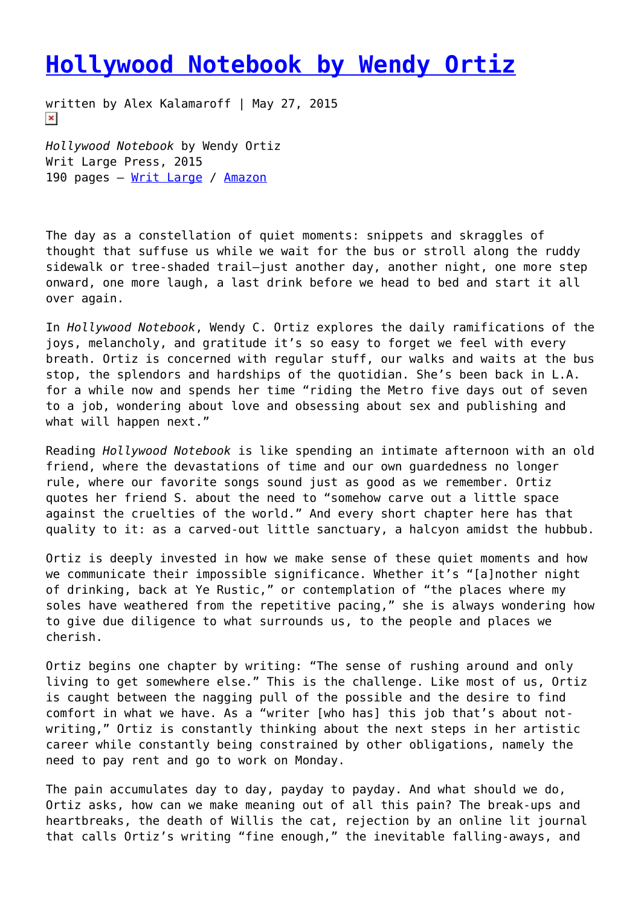# Hollywood Notebook by Wendy Ortiz

written by Alex Kalamaroff | May 27, 2015

*Hollywood Notebook* by Wendy Ortiz
Writ Large Press, 2015
190 pages – Writ Large / Amazon

The day as a constellation of quiet moments: snippets and skraggles of thought that suffuse us while we wait for the bus or stroll along the ruddy sidewalk or tree-shaded trail—just another day, another night, one more step onward, one more laugh, a last drink before we head to bed and start it all over again.

In *Hollywood Notebook*, Wendy C. Ortiz explores the daily ramifications of the joys, melancholy, and gratitude it's so easy to forget we feel with every breath. Ortiz is concerned with regular stuff, our walks and waits at the bus stop, the splendors and hardships of the quotidian. She's been back in L.A. for a while now and spends her time "riding the Metro five days out of seven to a job, wondering about love and obsessing about sex and publishing and what will happen next."

Reading *Hollywood Notebook* is like spending an intimate afternoon with an old friend, where the devastations of time and our own guardedness no longer rule, where our favorite songs sound just as good as we remember. Ortiz quotes her friend S. about the need to "somehow carve out a little space against the cruelties of the world." And every short chapter here has that quality to it: as a carved-out little sanctuary, a halcyon amidst the hubbub.

Ortiz is deeply invested in how we make sense of these quiet moments and how we communicate their impossible significance. Whether it's "[a]nother night of drinking, back at Ye Rustic," or contemplation of "the places where my soles have weathered from the repetitive pacing," she is always wondering how to give due diligence to what surrounds us, to the people and places we cherish.

Ortiz begins one chapter by writing: "The sense of rushing around and only living to get somewhere else." This is the challenge. Like most of us, Ortiz is caught between the nagging pull of the possible and the desire to find comfort in what we have. As a "writer [who has] this job that's about not-writing," Ortiz is constantly thinking about the next steps in her artistic career while constantly being constrained by other obligations, namely the need to pay rent and go to work on Monday.

The pain accumulates day to day, payday to payday. And what should we do, Ortiz asks, how can we make meaning out of all this pain? The break-ups and heartbreaks, the death of Willis the cat, rejection by an online lit journal that calls Ortiz's writing "fine enough," the inevitable falling-aways, and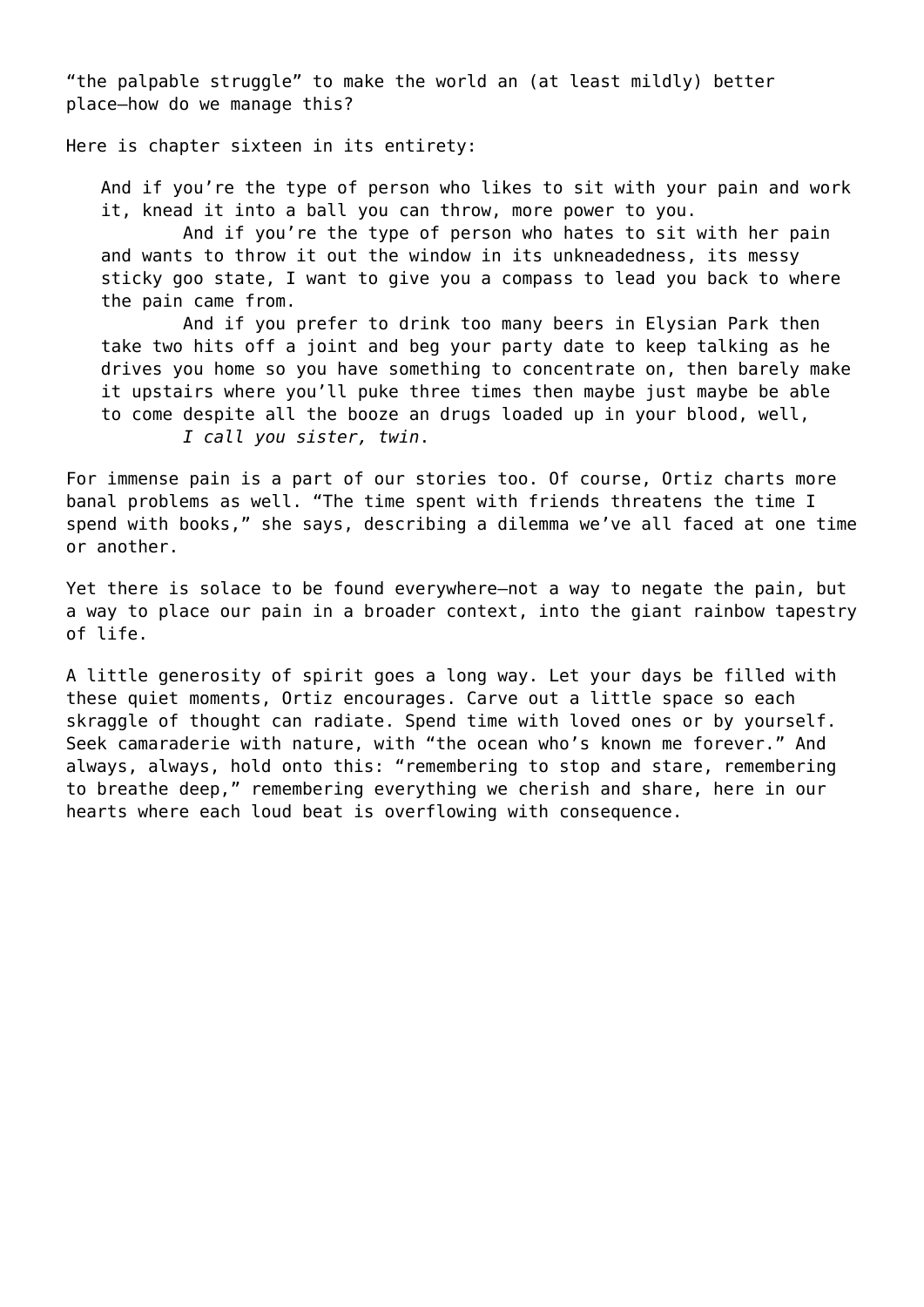"the palpable struggle" to make the world an (at least mildly) better place—how do we manage this?

Here is chapter sixteen in its entirety:

> And if you're the type of person who likes to sit with your pain and work it, knead it into a ball you can throw, more power to you.
>
> And if you're the type of person who hates to sit with her pain and wants to throw it out the window in its unkneadedness, its messy sticky goo state, I want to give you a compass to lead you back to where the pain came from.
>
> And if you prefer to drink too many beers in Elysian Park then take two hits off a joint and beg your party date to keep talking as he drives you home so you have something to concentrate on, then barely make it upstairs where you'll puke three times then maybe just maybe be able to come despite all the booze an drugs loaded up in your blood, well,
>
> *I call you sister, twin.*

For immense pain is a part of our stories too. Of course, Ortiz charts more banal problems as well. "The time spent with friends threatens the time I spend with books," she says, describing a dilemma we've all faced at one time or another.

Yet there is solace to be found everywhere—not a way to negate the pain, but a way to place our pain in a broader context, into the giant rainbow tapestry of life.

A little generosity of spirit goes a long way. Let your days be filled with these quiet moments, Ortiz encourages. Carve out a little space so each skraggle of thought can radiate. Spend time with loved ones or by yourself. Seek camaraderie with nature, with "the ocean who's known me forever." And always, always, hold onto this: "remembering to stop and stare, remembering to breathe deep," remembering everything we cherish and share, here in our hearts where each loud beat is overflowing with consequence.